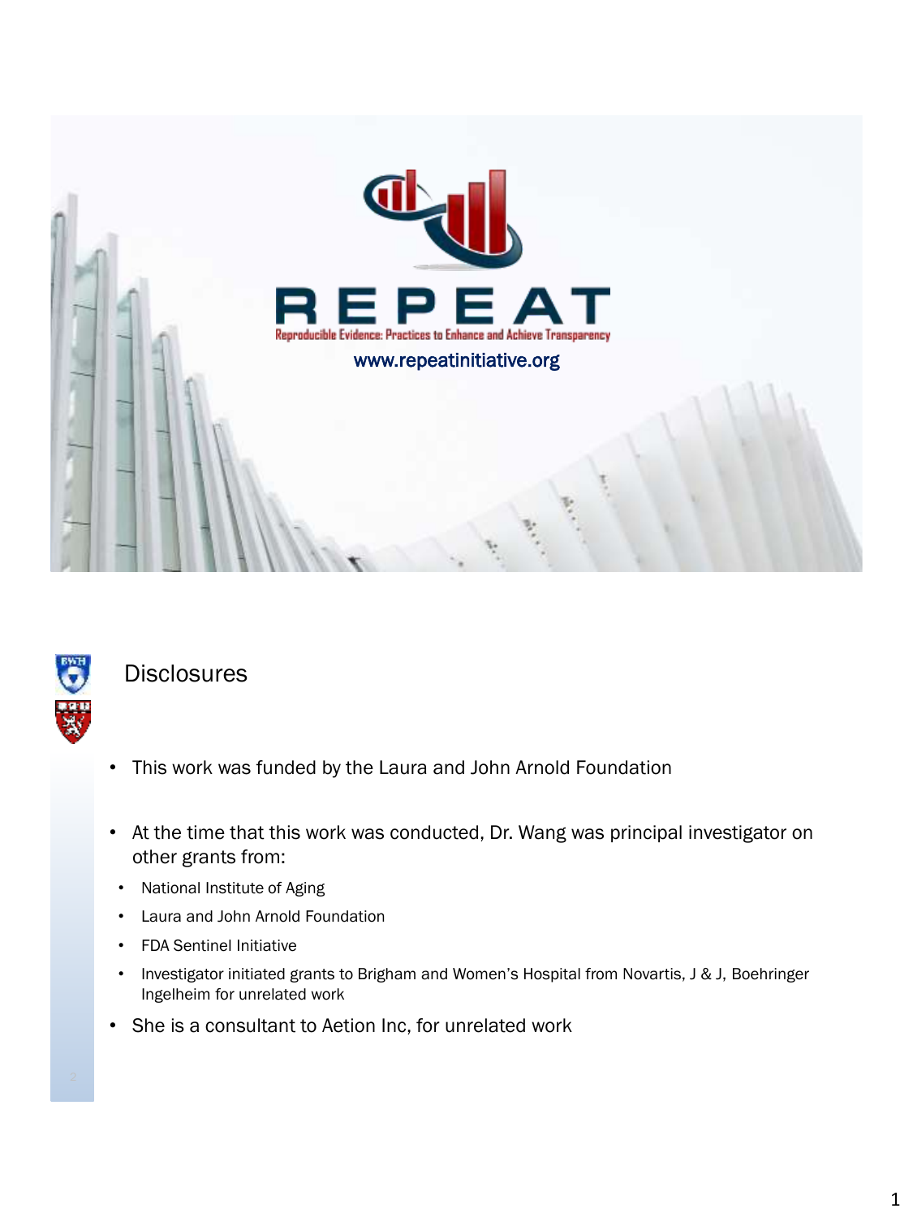# REPEAT

Reproducible Evidence: Practices to Enhance and Achieve Transparency

www.repeatinitiative.org

## Disclosures

- This work was funded by the Laura and John Arnold Foundation
- At the time that this work was conducted, Dr. Wang was principal investigator on other grants from:
  - National Institute of Aging
  - Laura and John Arnold Foundation
  - FDA Sentinel Initiative
  - Investigator initiated grants to Brigham and Women's Hospital from Novartis, J & J, Boehringer Ingelheim for unrelated work
- She is a consultant to Aetion Inc, for unrelated work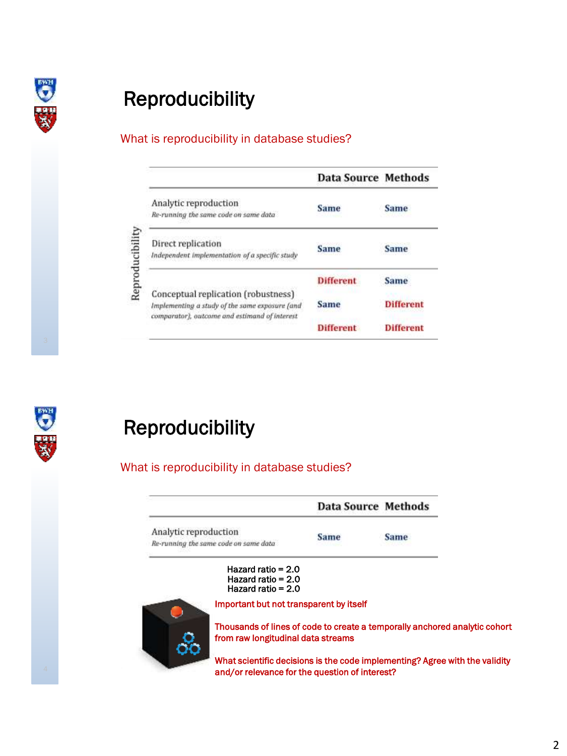# Reproducibility

What is reproducibility in database studies?

| Reproducibility | Data Source | Methods |
|---|---|---|
| Analytic reproduction<br>*Re-running the same code on same data* | Same | Same |
| Direct replication<br>*Independent implementation of a specific study* | Same | Same |
| Conceptual replication (robustness)<br>*Implementing a study of the same exposure (and comparator), outcome and estimand of interest* | Different | Same |
| | Same | Different |
| | Different | Different |

# Reproducibility

What is reproducibility in database studies?

| | Data Source | Methods |
|---|---|---|
| Analytic reproduction<br>*Re-running the same code on same data* | Same | Same |

Hazard ratio = 2.0
Hazard ratio = 2.0
Hazard ratio = 2.0

Important but not transparent by itself

Thousands of lines of code to create a temporally anchored analytic cohort from raw longitudinal data streams

What scientific decisions is the code implementing? Agree with the validity and/or relevance for the question of interest?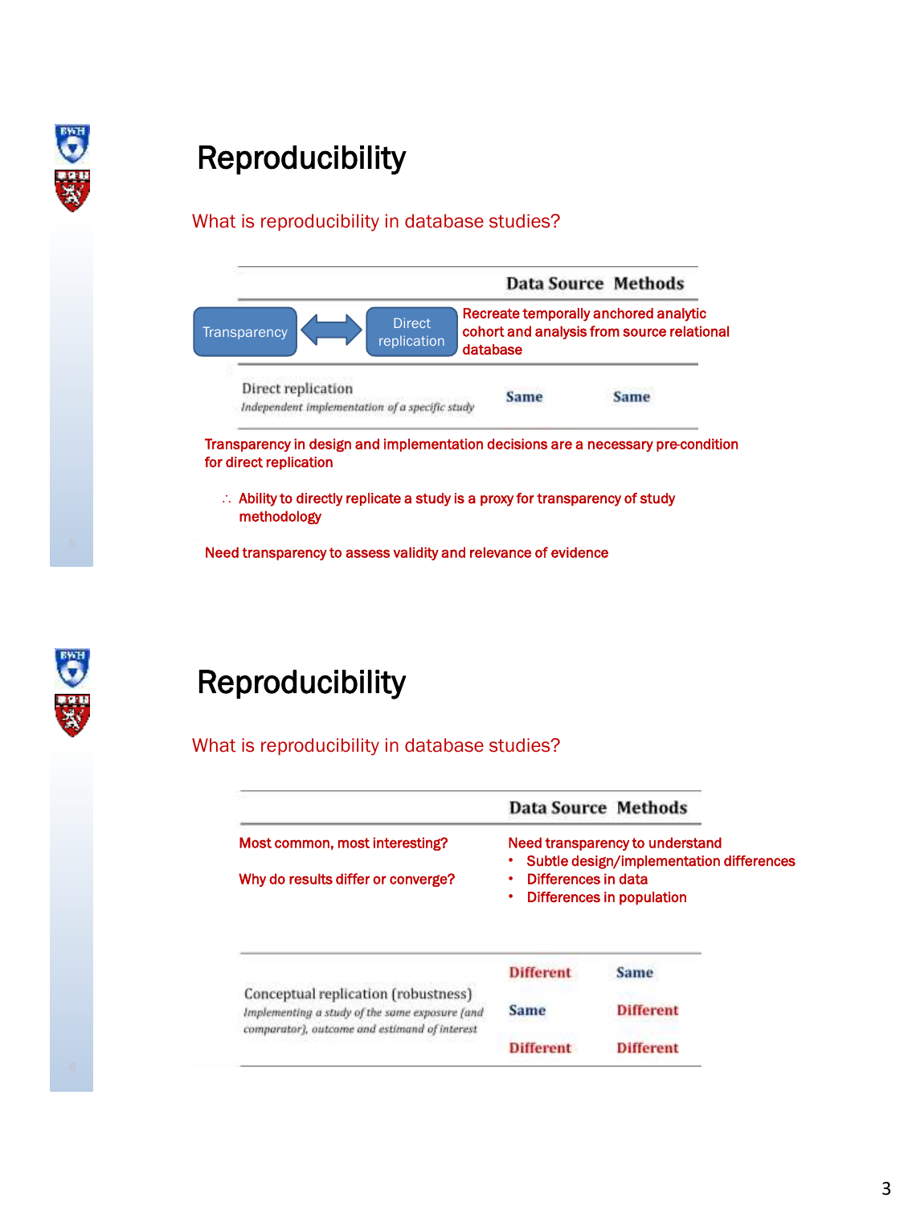# Reproducibility

What is reproducibility in database studies?

| | Data Source | Methods |
|---|---|---|
| Direct replication<br>*Independent implementation of a specific study* | Same | Same |

Transparency ⟷ Direct replication

Recreate temporally anchored analytic cohort and analysis from source relational database

Transparency in design and implementation decisions are a necessary pre-condition for direct replication

∴ Ability to directly replicate a study is a proxy for transparency of study methodology

Need transparency to assess validity and relevance of evidence

# Reproducibility

What is reproducibility in database studies?

| | Data Source | Methods |
|---|---|---|
| Conceptual replication (robustness)<br>*Implementing a study of the same exposure (and comparator), outcome and estimand of interest* | Different | Same |
| | Same | Different |
| | Different | Different |

Most common, most interesting?

Why do results differ or converge?

Need transparency to understand
- Subtle design/implementation differences
- Differences in data
- Differences in population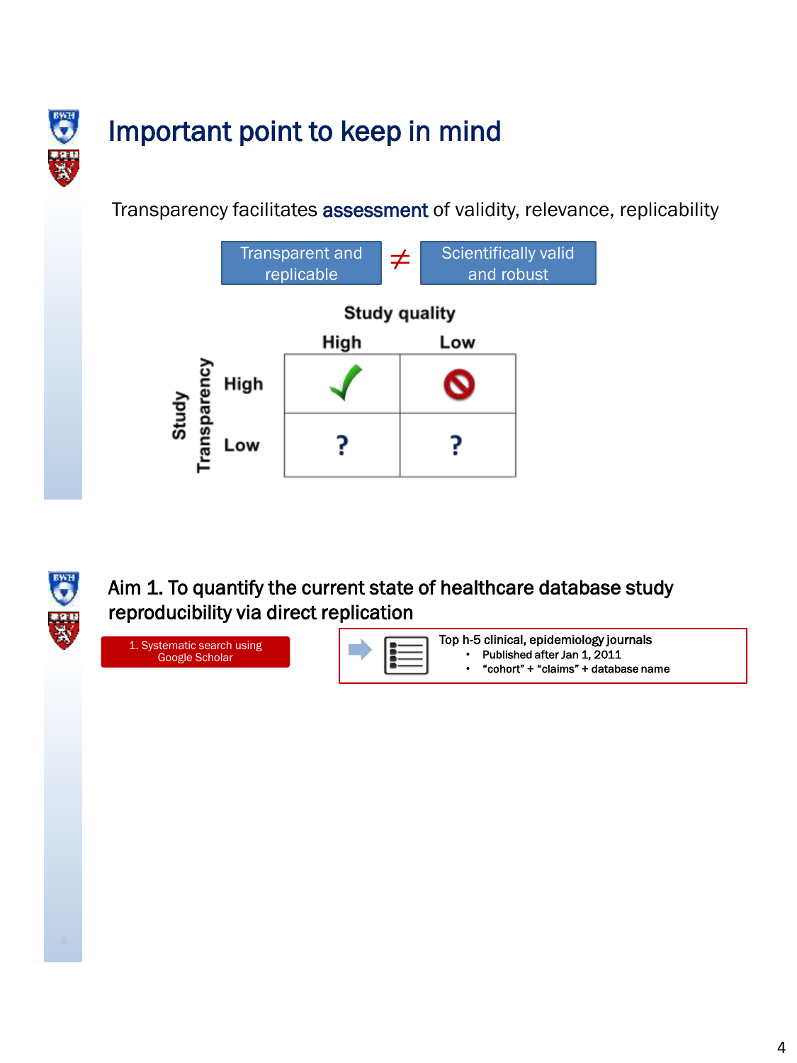# Important point to keep in mind

Transparency facilitates **assessment** of validity, relevance, replicability

Transparent and replicable ≠ Scientifically valid and robust

**Study quality**

| Study Transparency | High | Low |
|---|---|---|
| High | ✓ | 🚫 |
| Low | ? | ? |

## Aim 1. To quantify the current state of healthcare database study reproducibility via direct replication

1. Systematic search using Google Scholar

Top h-5 clinical, epidemiology journals

- Published after Jan 1, 2011
- "cohort" + "claims" + database name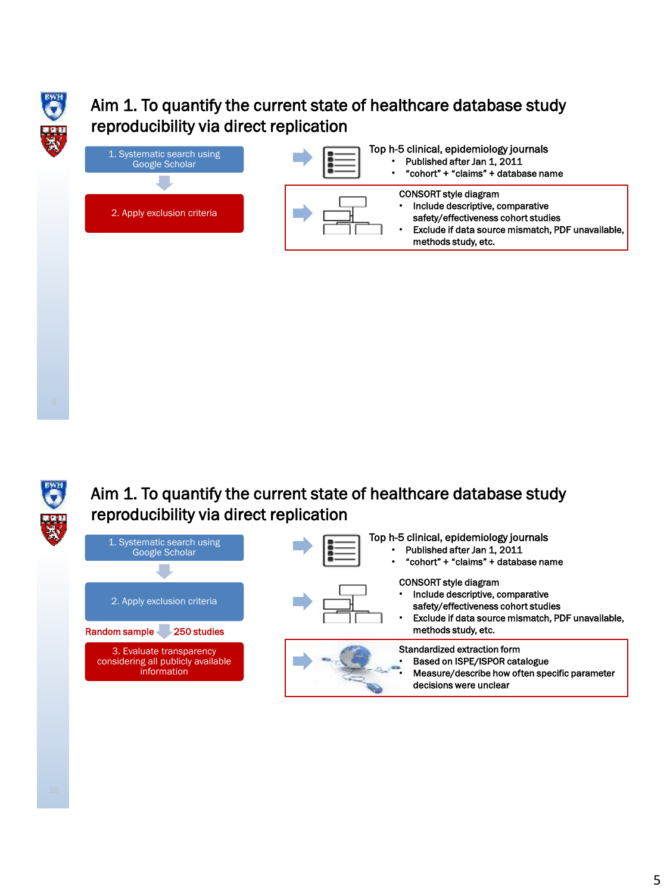## Aim 1. To quantify the current state of healthcare database study reproducibility via direct replication

1. Systematic search using Google Scholar

2. Apply exclusion criteria

Top h-5 clinical, epidemiology journals
- Published after Jan 1, 2011
- “cohort” + “claims” + database name

CONSORT style diagram
- Include descriptive, comparative safety/effectiveness cohort studies
- Exclude if data source mismatch, PDF unavailable, methods study, etc.

## Aim 1. To quantify the current state of healthcare database study reproducibility via direct replication

1. Systematic search using Google Scholar

2. Apply exclusion criteria

Random sample 250 studies

3. Evaluate transparency considering all publicly available information

Top h-5 clinical, epidemiology journals
- Published after Jan 1, 2011
- “cohort” + “claims” + database name

CONSORT style diagram
- Include descriptive, comparative safety/effectiveness cohort studies
- Exclude if data source mismatch, PDF unavailable, methods study, etc.

Standardized extraction form
- Based on ISPE/ISPOR catalogue
- Measure/describe how often specific parameter decisions were unclear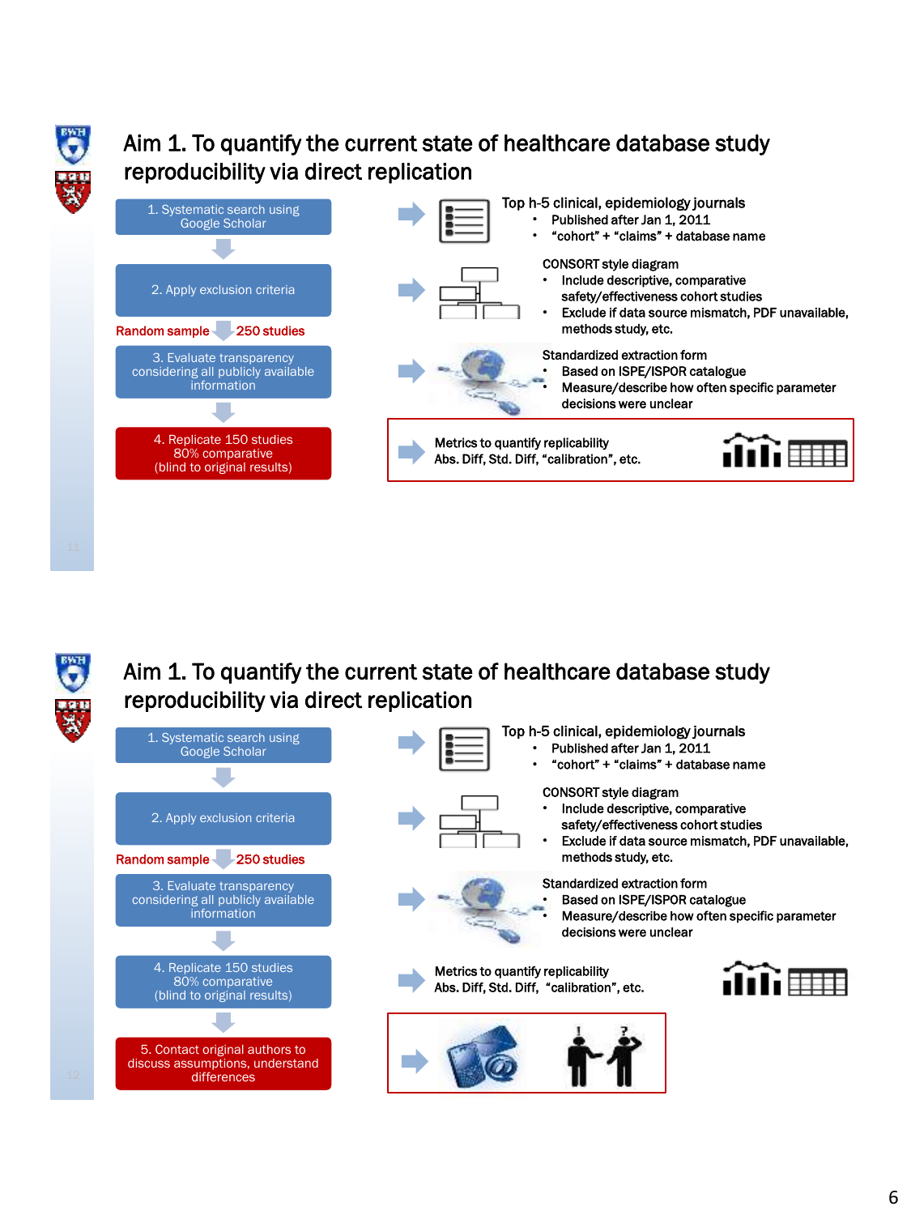## Aim 1. To quantify the current state of healthcare database study reproducibility via direct replication

1. Systematic search using Google Scholar
2. Apply exclusion criteria

Random sample → 250 studies

3. Evaluate transparency considering all publicly available information
4. Replicate 150 studies 80% comparative (blind to original results)

Top h-5 clinical, epidemiology journals

- Published after Jan 1, 2011
- "cohort" + "claims" + database name

CONSORT style diagram

- Include descriptive, comparative safety/effectiveness cohort studies
- Exclude if data source mismatch, PDF unavailable, methods study, etc.

Standardized extraction form

- Based on ISPE/ISPOR catalogue
- Measure/describe how often specific parameter decisions were unclear

Metrics to quantify replicability
Abs. Diff, Std. Diff, "calibration", etc.

## Aim 1. To quantify the current state of healthcare database study reproducibility via direct replication

1. Systematic search using Google Scholar
2. Apply exclusion criteria

Random sample → 250 studies

3. Evaluate transparency considering all publicly available information
4. Replicate 150 studies 80% comparative (blind to original results)
5. Contact original authors to discuss assumptions, understand differences

Top h-5 clinical, epidemiology journals

- Published after Jan 1, 2011
- "cohort" + "claims" + database name

CONSORT style diagram

- Include descriptive, comparative safety/effectiveness cohort studies
- Exclude if data source mismatch, PDF unavailable, methods study, etc.

Standardized extraction form

- Based on ISPE/ISPOR catalogue
- Measure/describe how often specific parameter decisions were unclear

Metrics to quantify replicability
Abs. Diff, Std. Diff, "calibration", etc.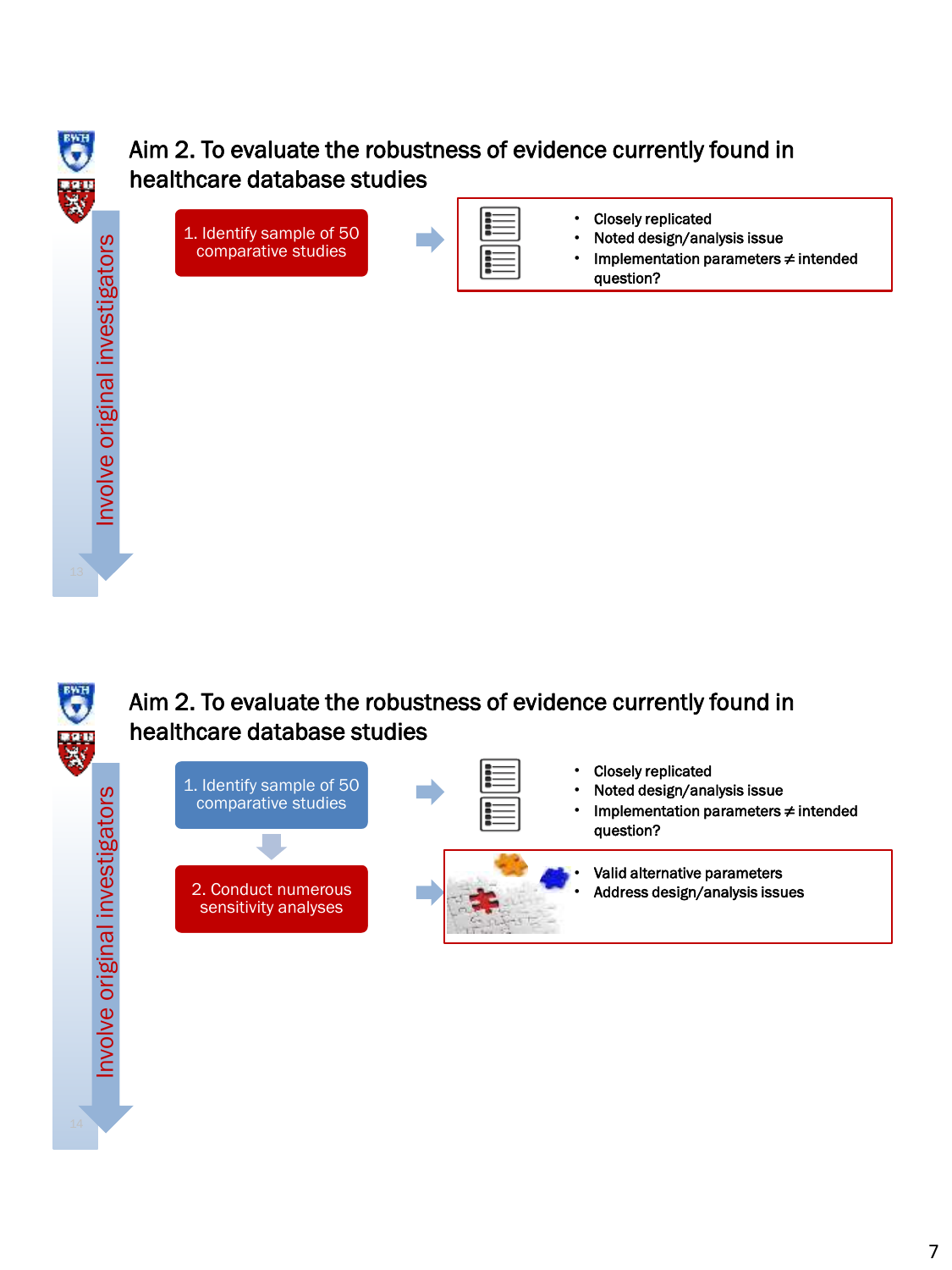## Aim 2. To evaluate the robustness of evidence currently found in healthcare database studies

Involve original investigators

1. Identify sample of 50 comparative studies

- Closely replicated
- Noted design/analysis issue
- Implementation parameters ≠ intended question?

## Aim 2. To evaluate the robustness of evidence currently found in healthcare database studies

Involve original investigators

1. Identify sample of 50 comparative studies

- Closely replicated
- Noted design/analysis issue
- Implementation parameters ≠ intended question?

2. Conduct numerous sensitivity analyses

- Valid alternative parameters
- Address design/analysis issues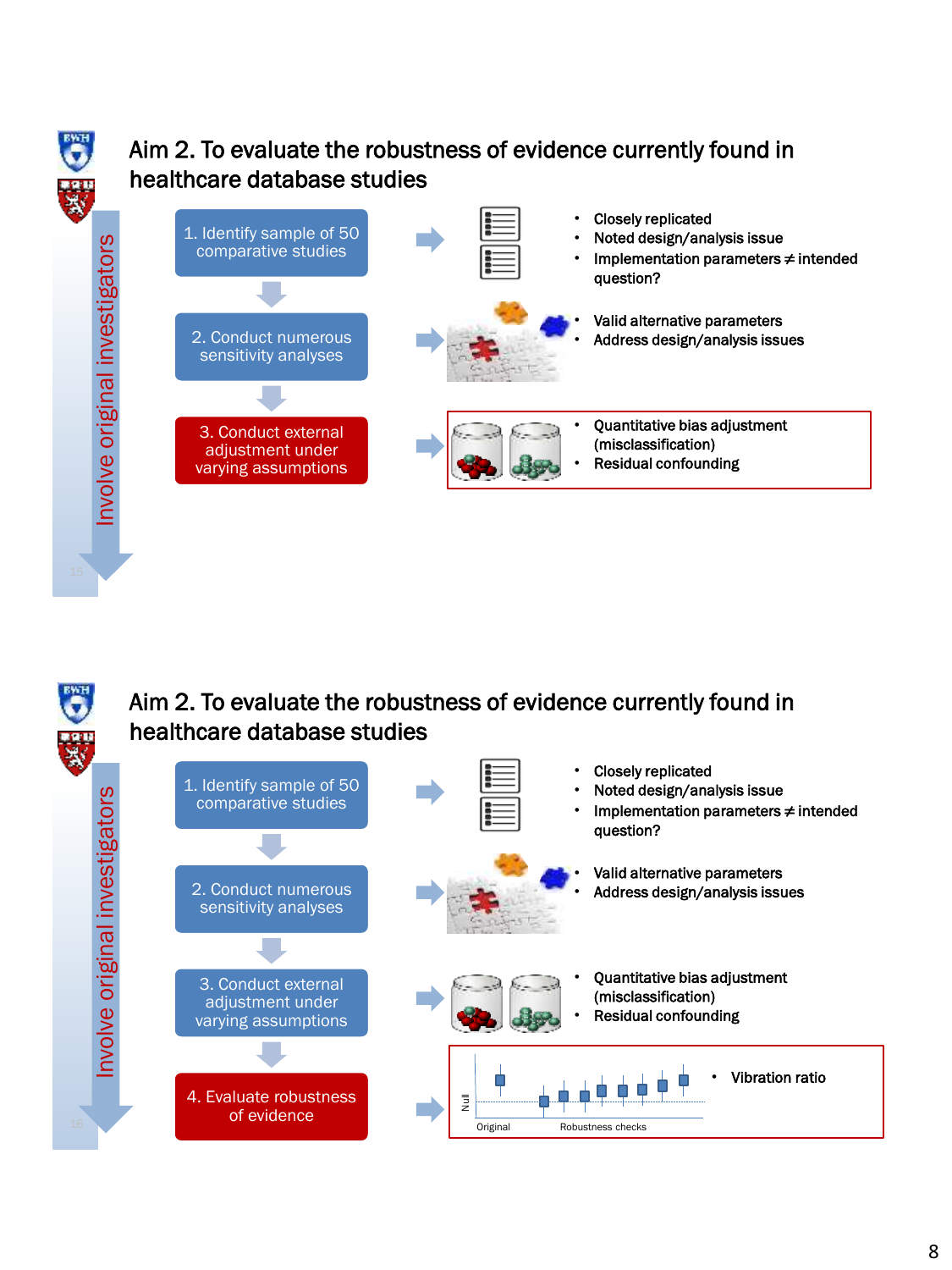## Aim 2. To evaluate the robustness of evidence currently found in healthcare database studies

Involve original investigators

1. Identify sample of 50 comparative studies
   - Closely replicated
   - Noted design/analysis issue
   - Implementation parameters ≠ intended question?
2. Conduct numerous sensitivity analyses
   - Valid alternative parameters
   - Address design/analysis issues
3. Conduct external adjustment under varying assumptions
   - Quantitative bias adjustment (misclassification)
   - Residual confounding

## Aim 2. To evaluate the robustness of evidence currently found in healthcare database studies

Involve original investigators

1. Identify sample of 50 comparative studies
   - Closely replicated
   - Noted design/analysis issue
   - Implementation parameters ≠ intended question?
2. Conduct numerous sensitivity analyses
   - Valid alternative parameters
   - Address design/analysis issues
3. Conduct external adjustment under varying assumptions
   - Quantitative bias adjustment (misclassification)
   - Residual confounding
4. Evaluate robustness of evidence
   - Vibration ratio

Null — Original — Robustness checks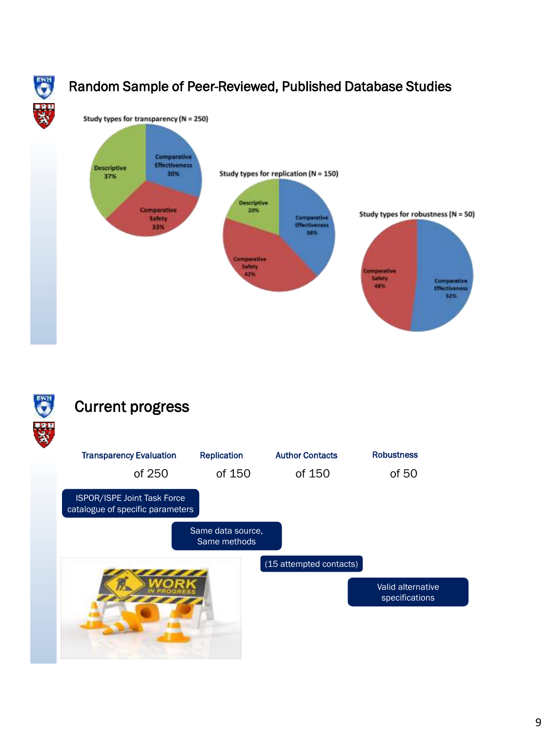## Random Sample of Peer-Reviewed, Published Database Studies

**Study types for transparency (N = 250)**

- Descriptive 37%
- Comparative Effectiveness 30%
- Comparative Safety 33%

**Study types for replication (N = 150)**

- Descriptive 20%
- Comparative Effectiveness 38%
- Comparative Safety 42%

**Study types for robustness (N = 50)**

- Comparative Safety 48%
- Comparative Effectiveness 52%

## Current progress

| Transparency Evaluation | Replication | Author Contacts | Robustness |
|---|---|---|---|
| of 250 | of 150 | of 150 | of 50 |
| ISPOR/ISPE Joint Task Force catalogue of specific parameters | Same data source, Same methods | (15 attempted contacts) | Valid alternative specifications |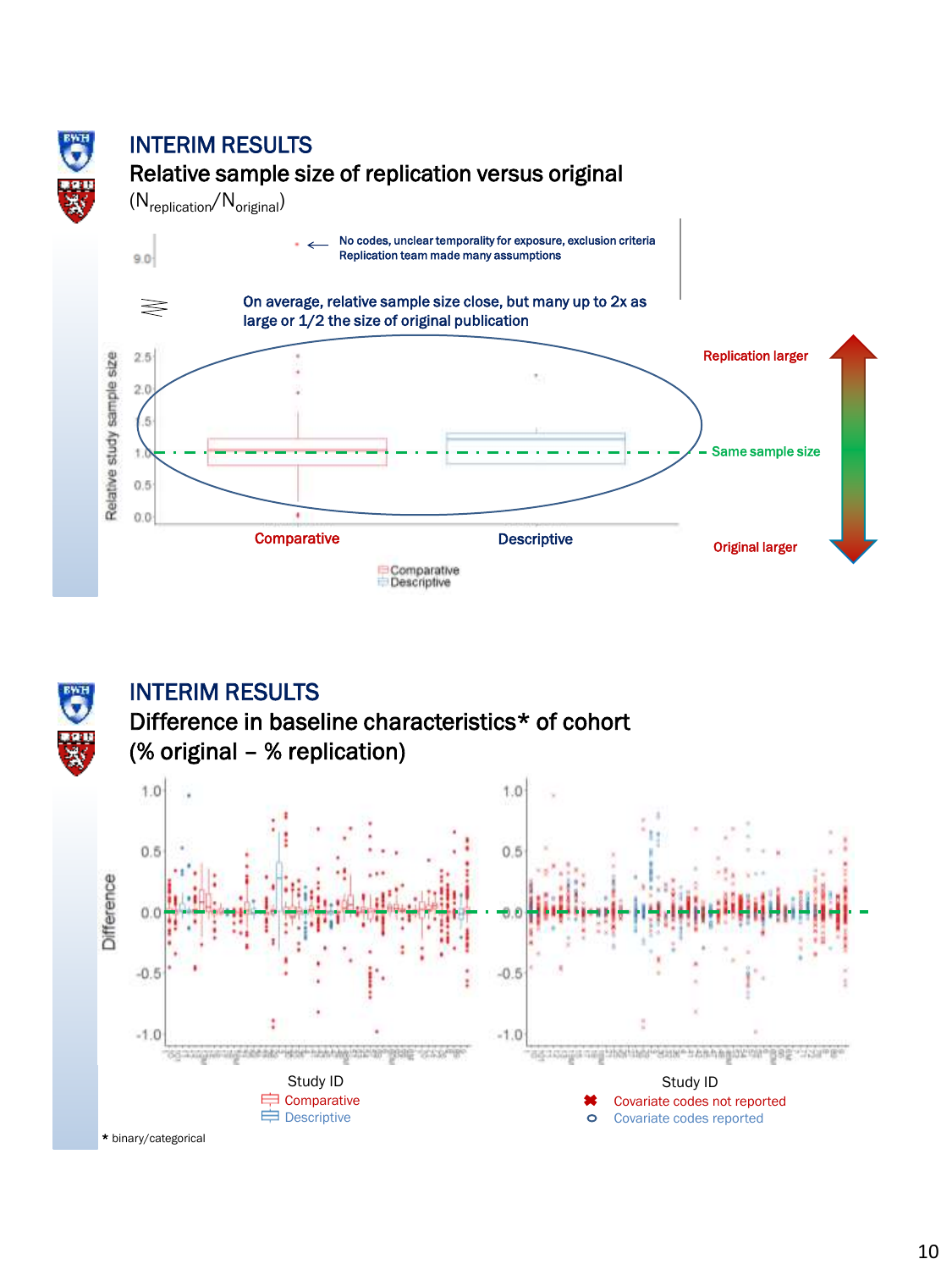## INTERIM RESULTS

### Relative sample size of replication versus original

($N_{replication}/N_{original}$)

← No codes, unclear temporality for exposure, exclusion criteria
Replication team made many assumptions

On average, relative sample size close, but many up to 2x as large or 1/2 the size of original publication

Relative study sample size

Replication larger

Same sample size

Original larger

Comparative

Descriptive

## INTERIM RESULTS

### Difference in baseline characteristics* of cohort (% original – % replication)

Difference

Study ID

Comparative

Descriptive

Study ID

Covariate codes not reported

Covariate codes reported

\* binary/categorical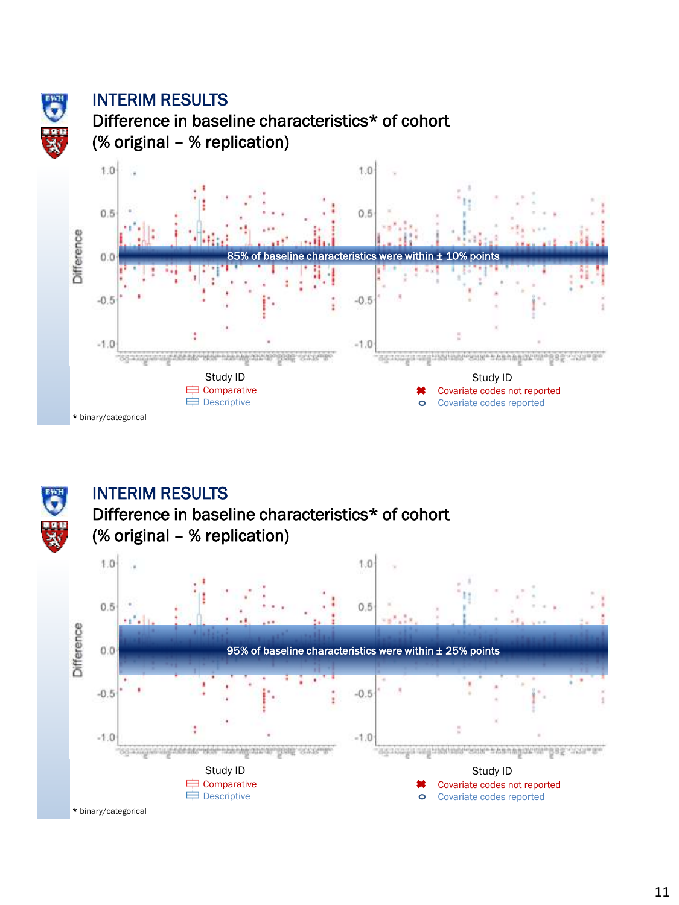# INTERIM RESULTS

## Difference in baseline characteristics* of cohort (% original – % replication)

Difference

1.0
0.5
0.0
-0.5
-1.0

85% of baseline characteristics were within ± 10% points

Study ID

Comparative
Descriptive

Study ID

Covariate codes not reported
Covariate codes reported

\* binary/categorical

# INTERIM RESULTS

## Difference in baseline characteristics* of cohort (% original – % replication)

Difference

1.0
0.5
0.0
-0.5
-1.0

95% of baseline characteristics were within ± 25% points

Study ID

Comparative
Descriptive

Study ID

Covariate codes not reported
Covariate codes reported

\* binary/categorical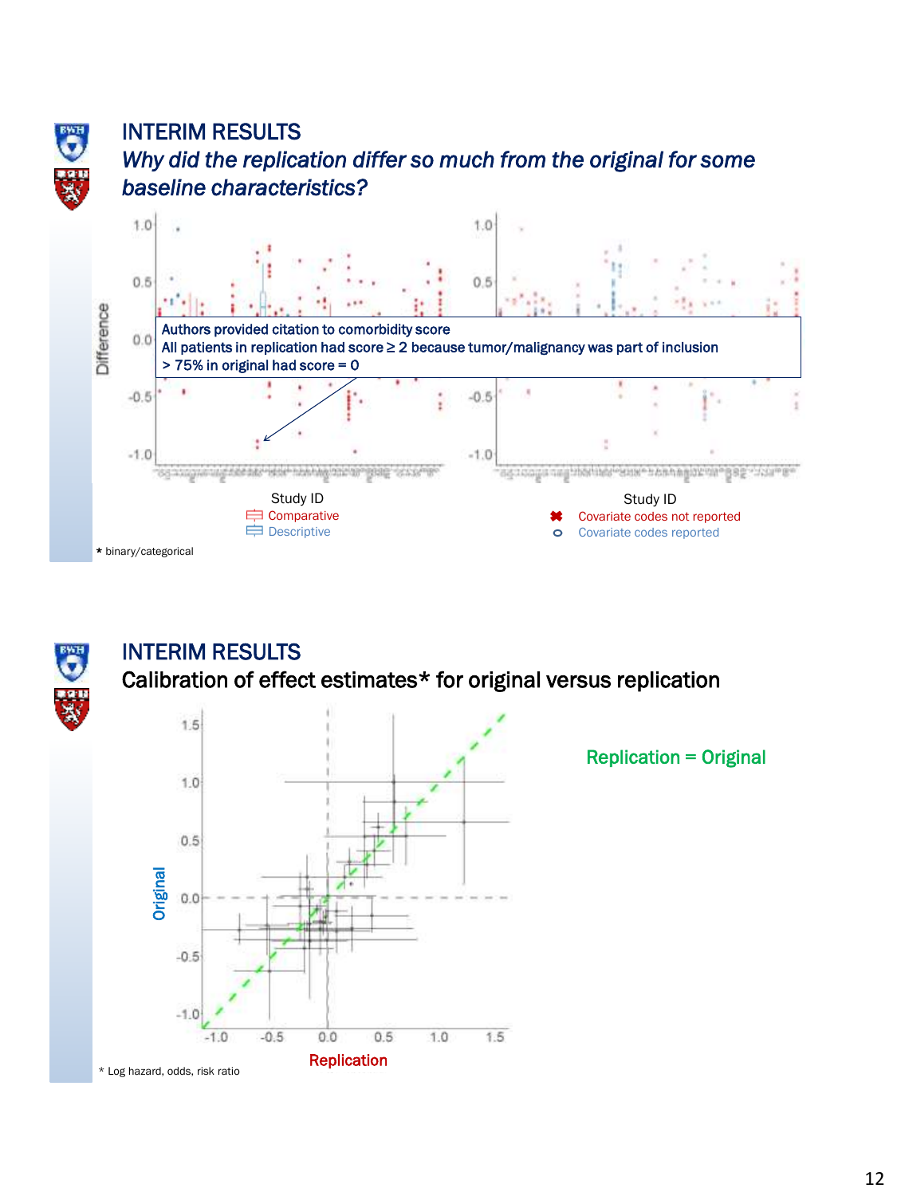## INTERIM RESULTS

### *Why did the replication differ so much from the original for some baseline characteristics?*

Authors provided citation to comorbidity score
All patients in replication had score ≥ 2 because tumor/malignancy was part of inclusion
> 75% in original had score = 0

Difference

Study ID

Comparative

Descriptive

Study ID

Covariate codes not reported

Covariate codes reported

* binary/categorical

## INTERIM RESULTS

### Calibration of effect estimates* for original versus replication

Replication = Original

Original

Replication

* Log hazard, odds, risk ratio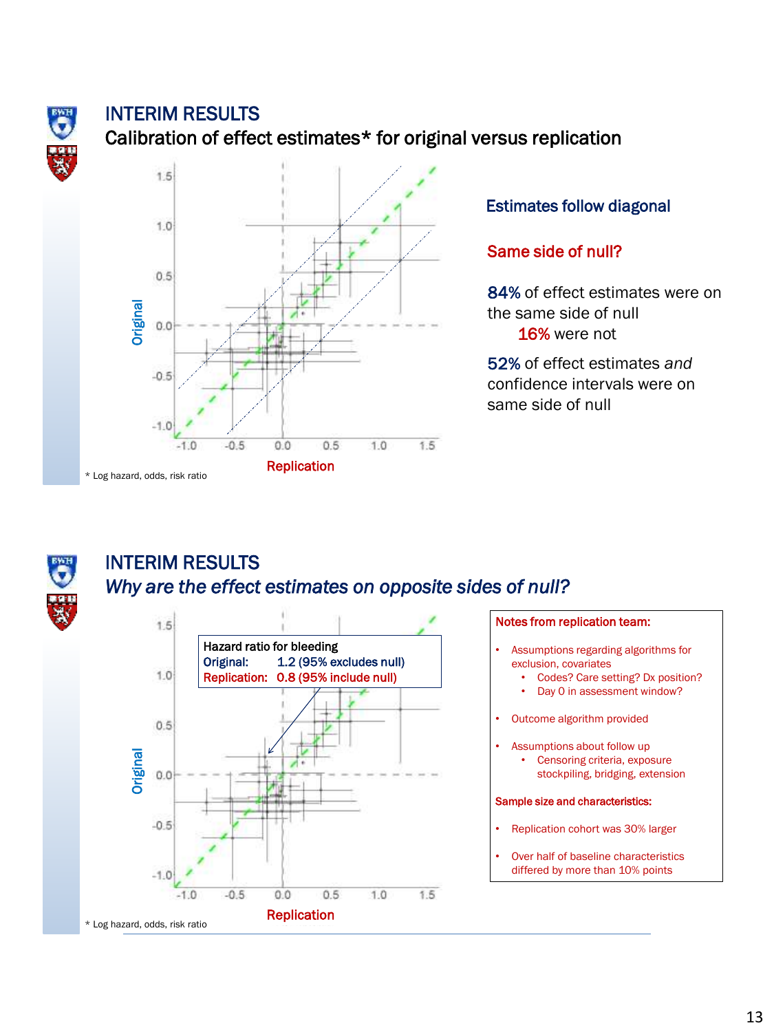## INTERIM RESULTS

### Calibration of effect estimates* for original versus replication

Original

Replication

\* Log hazard, odds, risk ratio

**Estimates follow diagonal**

**Same side of null?**

**84%** of effect estimates were on the same side of null

**16%** were not

**52%** of effect estimates *and* confidence intervals were on same side of null

## INTERIM RESULTS

### *Why are the effect estimates on opposite sides of null?*

Hazard ratio for bleeding
Original: 1.2 (95% excludes null)
Replication: 0.8 (95% include null)

Original

Replication

\* Log hazard, odds, risk ratio

**Notes from replication team:**

- Assumptions regarding algorithms for exclusion, covariates
  - Codes? Care setting? Dx position?
  - Day 0 in assessment window?
- Outcome algorithm provided
- Assumptions about follow up
  - Censoring criteria, exposure stockpiling, bridging, extension

**Sample size and characteristics:**

- Replication cohort was 30% larger
- Over half of baseline characteristics differed by more than 10% points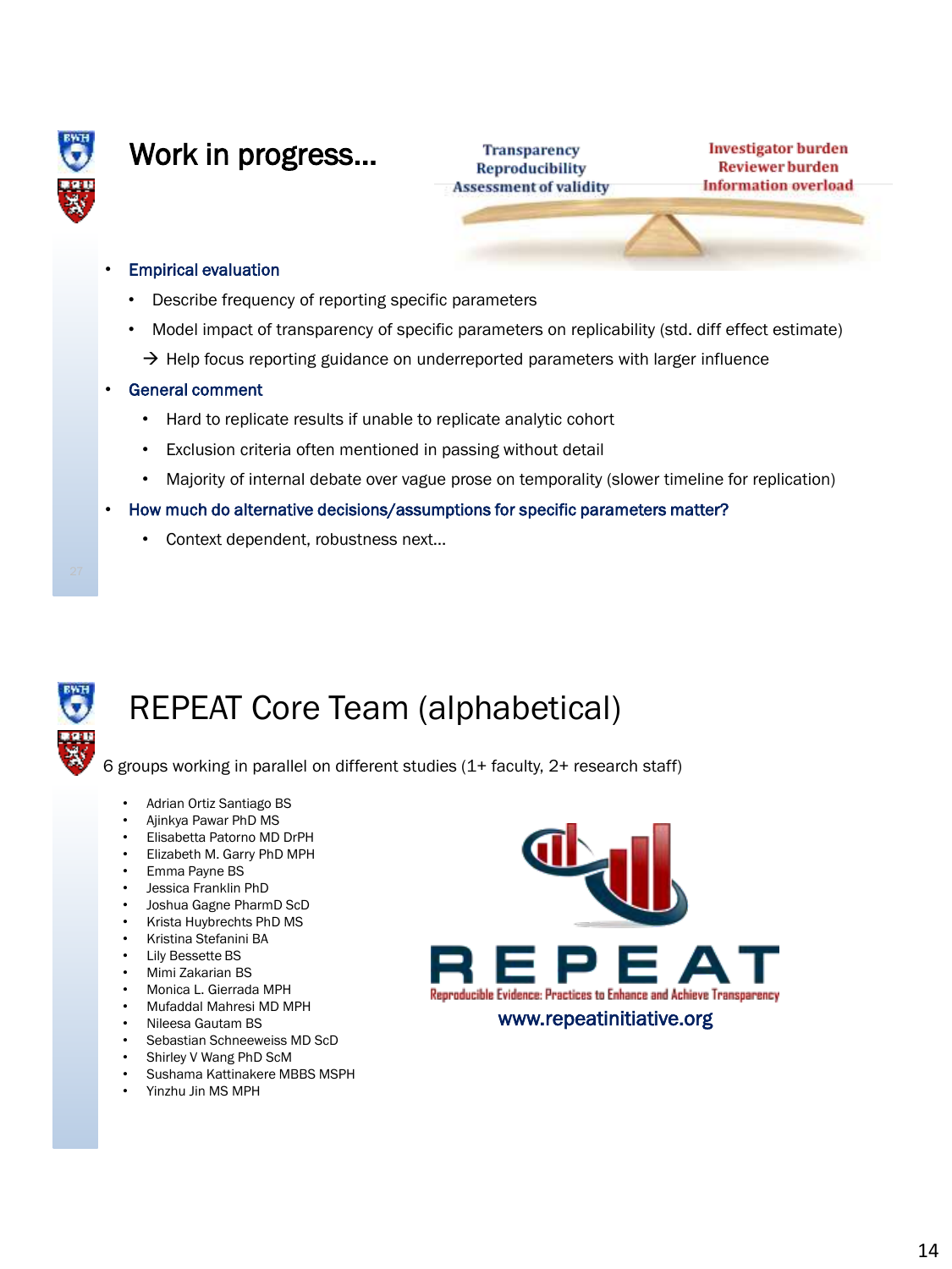# Work in progress…

Transparency
Reproducibility
Assessment of validity

Investigator burden
Reviewer burden
Information overload

- Empirical evaluation
  - Describe frequency of reporting specific parameters
  - Model impact of transparency of specific parameters on replicability (std. diff effect estimate)
  
  → Help focus reporting guidance on underreported parameters with larger influence
- General comment
  - Hard to replicate results if unable to replicate analytic cohort
  - Exclusion criteria often mentioned in passing without detail
  - Majority of internal debate over vague prose on temporality (slower timeline for replication)
- How much do alternative decisions/assumptions for specific parameters matter?
  - Context dependent, robustness next…

# REPEAT Core Team (alphabetical)

6 groups working in parallel on different studies (1+ faculty, 2+ research staff)

- Adrian Ortiz Santiago BS
- Ajinkya Pawar PhD MS
- Elisabetta Patorno MD DrPH
- Elizabeth M. Garry PhD MPH
- Emma Payne BS
- Jessica Franklin PhD
- Joshua Gagne PharmD ScD
- Krista Huybrechts PhD MS
- Kristina Stefanini BA
- Lily Bessette BS
- Mimi Zakarian BS
- Monica L. Gierrada MPH
- Mufaddal Mahresi MD MPH
- Nileesa Gautam BS
- Sebastian Schneeweiss MD ScD
- Shirley V Wang PhD ScM
- Sushama Kattinakere MBBS MSPH
- Yinzhu Jin MS MPH

REPEAT

Reproducible Evidence: Practices to Enhance and Achieve Transparency

www.repeatinitiative.org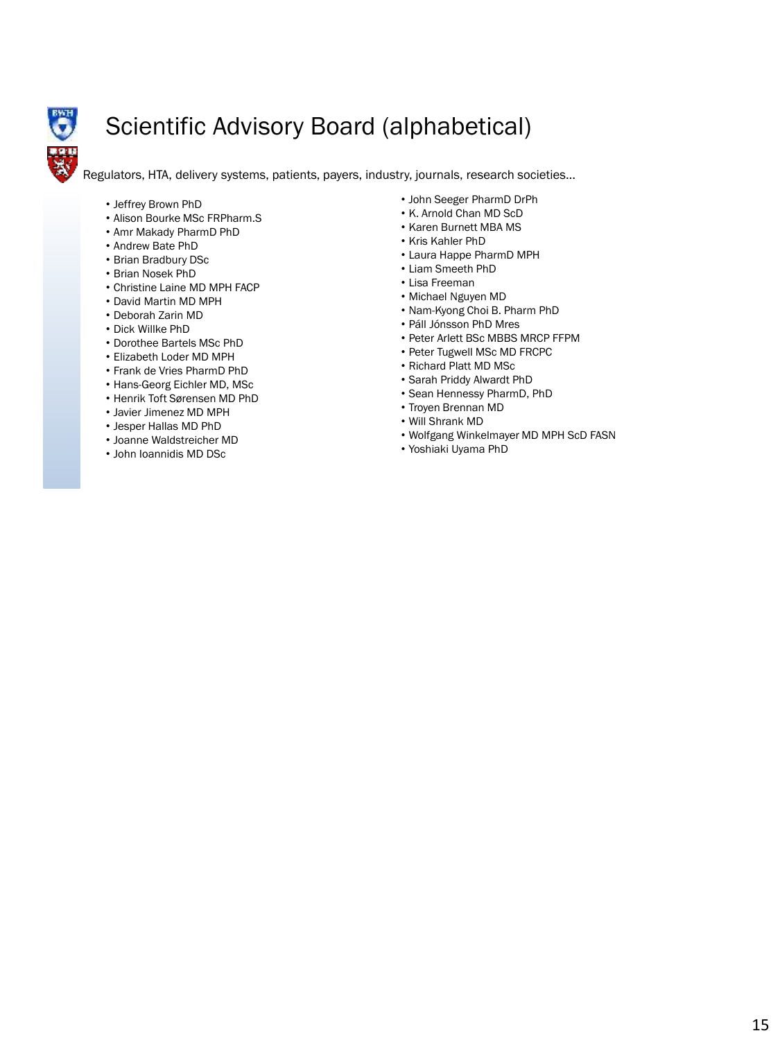# Scientific Advisory Board (alphabetical)

Regulators, HTA, delivery systems, patients, payers, industry, journals, research societies…

- Jeffrey Brown PhD
- Alison Bourke MSc FRPharm.S
- Amr Makady PharmD PhD
- Andrew Bate PhD
- Brian Bradbury DSc
- Brian Nosek PhD
- Christine Laine MD MPH FACP
- David Martin MD MPH
- Deborah Zarin MD
- Dick Willke PhD
- Dorothee Bartels MSc PhD
- Elizabeth Loder MD MPH
- Frank de Vries PharmD PhD
- Hans-Georg Eichler MD, MSc
- Henrik Toft Sørensen MD PhD
- Javier Jimenez MD MPH
- Jesper Hallas MD PhD
- Joanne Waldstreicher MD
- John Ioannidis MD DSc
- John Seeger PharmD DrPh
- K. Arnold Chan MD ScD
- Karen Burnett MBA MS
- Kris Kahler PhD
- Laura Happe PharmD MPH
- Liam Smeeth PhD
- Lisa Freeman
- Michael Nguyen MD
- Nam-Kyong Choi B. Pharm PhD
- Páll Jónsson PhD Mres
- Peter Arlett BSc MBBS MRCP FFPM
- Peter Tugwell MSc MD FRCPC
- Richard Platt MD MSc
- Sarah Priddy Alwardt PhD
- Sean Hennessy PharmD, PhD
- Troyen Brennan MD
- Will Shrank MD
- Wolfgang Winkelmayer MD MPH ScD FASN
- Yoshiaki Uyama PhD